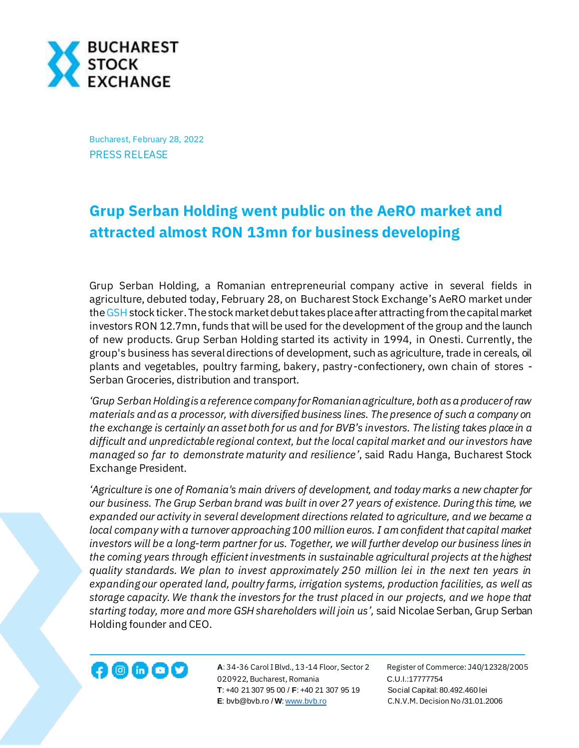Bucharest, February 28, 2022

PRESS RELEASE

# Grup Serban Holding went public on the AeRO market and attracted almost RON 13mn for business developing

Grup Serban Holding, a Romanian entrepreneurial company active in several fields in agriculture, debuted today, February 28, on Bucharest Stock Exchange's AeRO market under the GSH stock ticker. The stock market debut takes place after attracting from the capital market investors RON 12.7mn, funds that will be used for the development of the group and the launch of new products. Grup Serban Holding started its activity in 1994, in Onesti. Currently, the group's business has several directions of development, such as agriculture, trade in cereals, oil plants and vegetables, poultry farming, bakery, pastry-confectionery, own chain of stores - Serban Groceries, distribution and transport.

*'Grup Serban Holding is a reference company for Romanian agriculture, both as a producer of raw materials and as a processor, with diversified business lines. The presence of such a company on the exchange is certainly an asset both for us and for BVB's investors. The listing takes place in a difficult and unpredictable regional context, but the local capital market and our investors have managed so far to demonstrate maturity and resilience'*, said Radu Hanga, Bucharest Stock Exchange President.

*'Agriculture is one of Romania's main drivers of development, and today marks a new chapter for our business. The Grup Serban brand was built in over 27 years of existence. During this time, we expanded our activity in several development directions related to agriculture, and we became a local company with a turnover approaching 100 million euros. I am confident that capital market investors will be a long-term partner for us. Together, we will further develop our business lines in the coming years through efficient investments in sustainable agricultural projects at the highest quality standards. We plan to invest approximately 250 million lei in the next ten years in expanding our operated land, poultry farms, irrigation systems, production facilities, as well as storage capacity. We thank the investors for the trust placed in our projects, and we hope that starting today, more and more GSH shareholders will join us'*, said Nicolae Serban, Grup Serban Holding founder and CEO.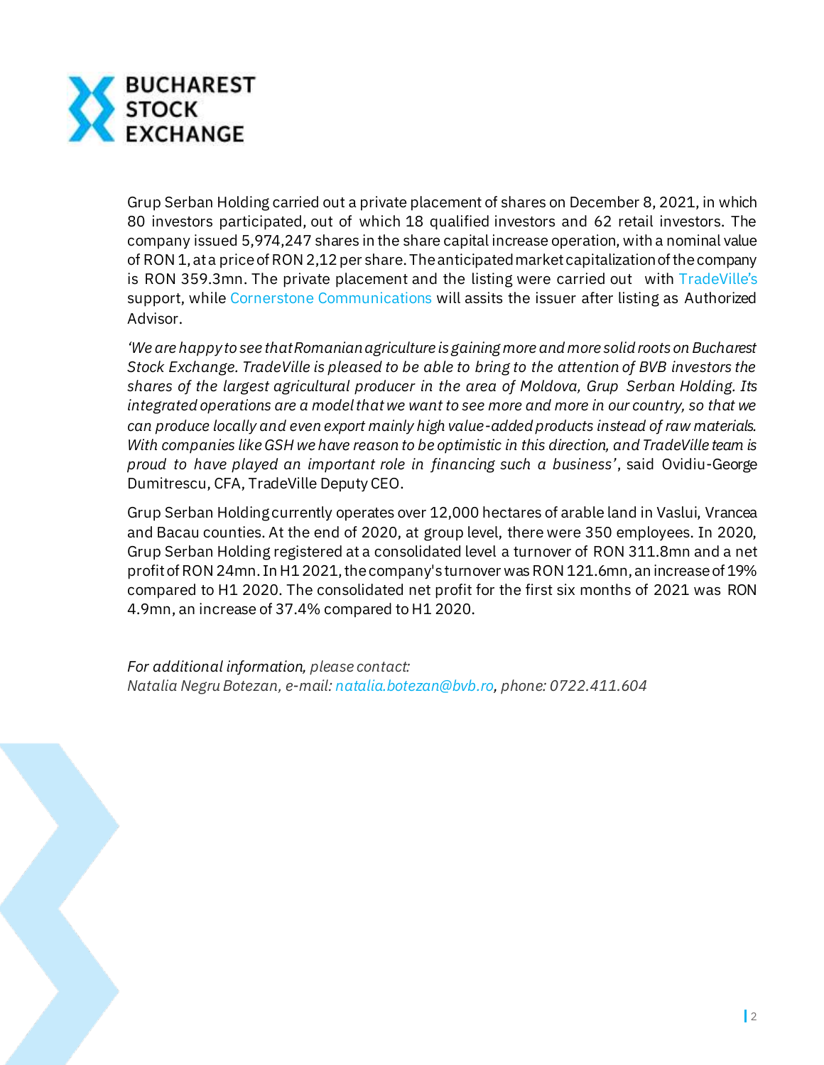Grup Serban Holding carried out a private placement of shares on December 8, 2021, in which 80 investors participated, out of which 18 qualified investors and 62 retail investors. The company issued 5,974,247 shares in the share capital increase operation, with a nominal value of RON 1, at a price of RON 2,12 per share. The anticipated market capitalization of the company is RON 359.3mn. The private placement and the listing were carried out with TradeVille's support, while Cornerstone Communications will assits the issuer after listing as Authorized Advisor.

*'We are happy to see that Romanian agriculture is gaining more and more solid roots on Bucharest Stock Exchange. TradeVille is pleased to be able to bring to the attention of BVB investors the shares of the largest agricultural producer in the area of Moldova, Grup Serban Holding. Its integrated operations are a model that we want to see more and more in our country, so that we can produce locally and even export mainly high value-added products instead of raw materials. With companies like GSH we have reason to be optimistic in this direction, and TradeVille team is proud to have played an important role in financing such a business'*, said Ovidiu-George Dumitrescu, CFA, TradeVille Deputy CEO.

Grup Serban Holding currently operates over 12,000 hectares of arable land in Vaslui, Vrancea and Bacau counties. At the end of 2020, at group level, there were 350 employees. In 2020, Grup Serban Holding registered at a consolidated level a turnover of RON 311.8mn and a net profit of RON 24mn. In H1 2021, the company's turnover was RON 121.6mn, an increase of 19% compared to H1 2020. The consolidated net profit for the first six months of 2021 was RON 4.9mn, an increase of 37.4% compared to H1 2020.

*For additional information, please contact:*
*Natalia Negru Botezan, e-mail: natalia.botezan@bvb.ro, phone: 0722.411.604*